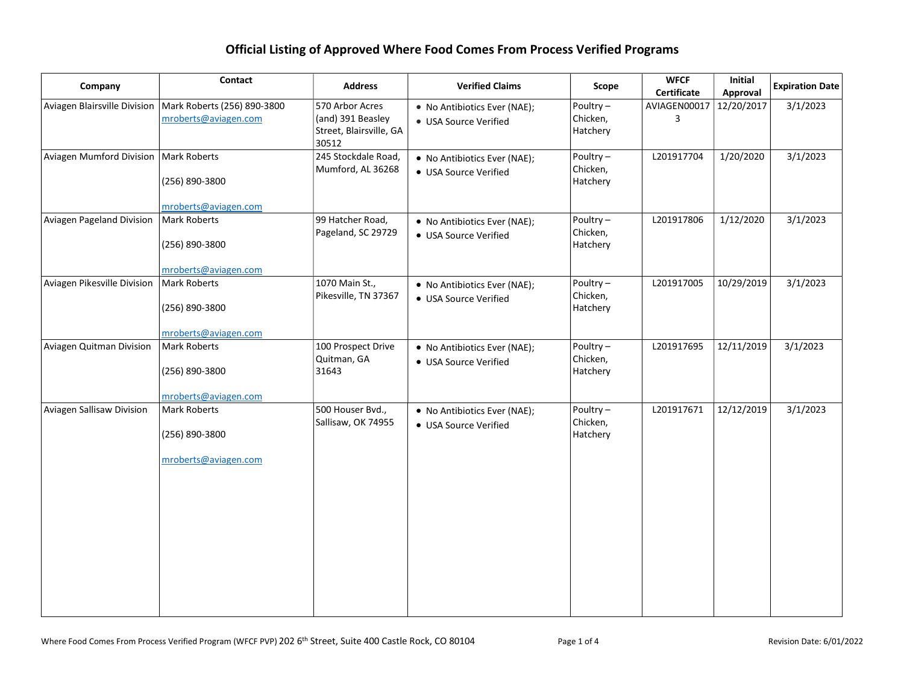# Official Listing of Approved Where Food Comes From Process Verified Programs

| Company | Contact | Address | Verified Claims | Scope | WFCF Certificate | Initial Approval | Expiration Date |
|---|---|---|---|---|---|---|---|
| Aviagen Blairsville Division | Mark Roberts (256) 890-3800 mroberts@aviagen.com | 570 Arbor Acres (and) 391 Beasley Street, Blairsville, GA 30512 | • No Antibiotics Ever (NAE); • USA Source Verified | Poultry – Chicken, Hatchery | AVIAGEN000173 | 12/20/2017 | 3/1/2023 |
| Aviagen Mumford Division | Mark Roberts (256) 890-3800 mroberts@aviagen.com | 245 Stockdale Road, Mumford, AL 36268 | • No Antibiotics Ever (NAE); • USA Source Verified | Poultry – Chicken, Hatchery | L201917704 | 1/20/2020 | 3/1/2023 |
| Aviagen Pageland Division | Mark Roberts (256) 890-3800 mroberts@aviagen.com | 99 Hatcher Road, Pageland, SC 29729 | • No Antibiotics Ever (NAE); • USA Source Verified | Poultry – Chicken, Hatchery | L201917806 | 1/12/2020 | 3/1/2023 |
| Aviagen Pikesville Division | Mark Roberts (256) 890-3800 mroberts@aviagen.com | 1070 Main St., Pikesville, TN 37367 | • No Antibiotics Ever (NAE); • USA Source Verified | Poultry – Chicken, Hatchery | L201917005 | 10/29/2019 | 3/1/2023 |
| Aviagen Quitman Division | Mark Roberts (256) 890-3800 mroberts@aviagen.com | 100 Prospect Drive Quitman, GA 31643 | • No Antibiotics Ever (NAE); • USA Source Verified | Poultry – Chicken, Hatchery | L201917695 | 12/11/2019 | 3/1/2023 |
| Aviagen Sallisaw Division | Mark Roberts (256) 890-3800 mroberts@aviagen.com | 500 Houser Bvd., Sallisaw, OK 74955 | • No Antibiotics Ever (NAE); • USA Source Verified | Poultry – Chicken, Hatchery | L201917671 | 12/12/2019 | 3/1/2023 |

Where Food Comes From Process Verified Program (WFCF PVP) 202 6th Street, Suite 400 Castle Rock, CO 80104

Revision Date: 6/01/2022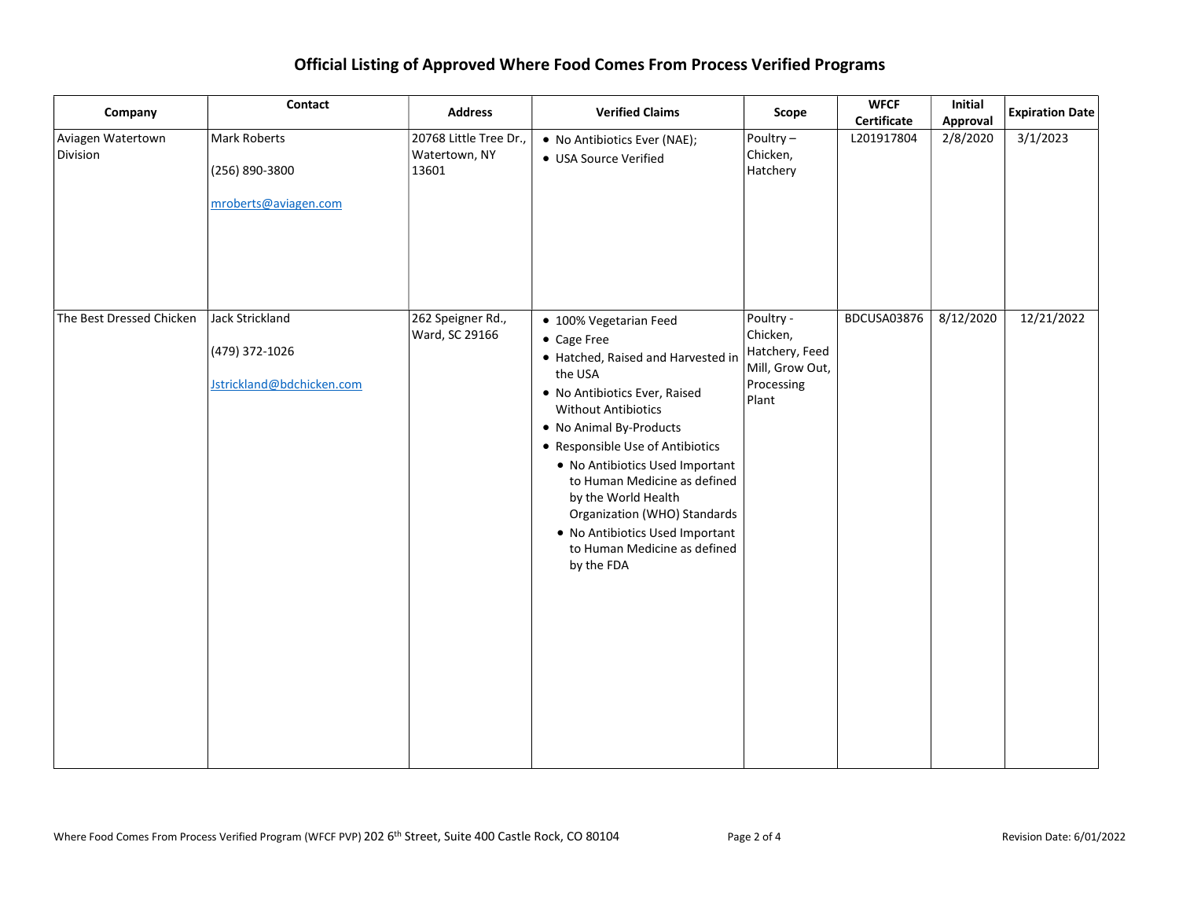# Official Listing of Approved Where Food Comes From Process Verified Programs

| Company | Contact | Address | Verified Claims | Scope | WFCF Certificate | Initial Approval | Expiration Date |
|---|---|---|---|---|---|---|---|
| Aviagen Watertown Division | Mark Roberts<br><br>(256) 890-3800<br><br>mroberts@aviagen.com | 20768 Little Tree Dr., Watertown, NY 13601 | • No Antibiotics Ever (NAE);<br>• USA Source Verified | Poultry – Chicken, Hatchery | L201917804 | 2/8/2020 | 3/1/2023 |
| The Best Dressed Chicken | Jack Strickland<br><br>(479) 372-1026<br><br>Jstrickland@bdchicken.com | 262 Speigner Rd., Ward, SC 29166 | • 100% Vegetarian Feed<br>• Cage Free<br>• Hatched, Raised and Harvested in the USA<br>• No Antibiotics Ever, Raised Without Antibiotics<br>• No Animal By-Products<br>• Responsible Use of Antibiotics<br>&nbsp;&nbsp;• No Antibiotics Used Important to Human Medicine as defined by the World Health Organization (WHO) Standards<br>&nbsp;&nbsp;• No Antibiotics Used Important to Human Medicine as defined by the FDA | Poultry - Chicken, Hatchery, Feed Mill, Grow Out, Processing Plant | BDCUSA03876 | 8/12/2020 | 12/21/2022 |

Where Food Comes From Process Verified Program (WFCF PVP) 202 6th Street, Suite 400 Castle Rock, CO 80104

Revision Date: 6/01/2022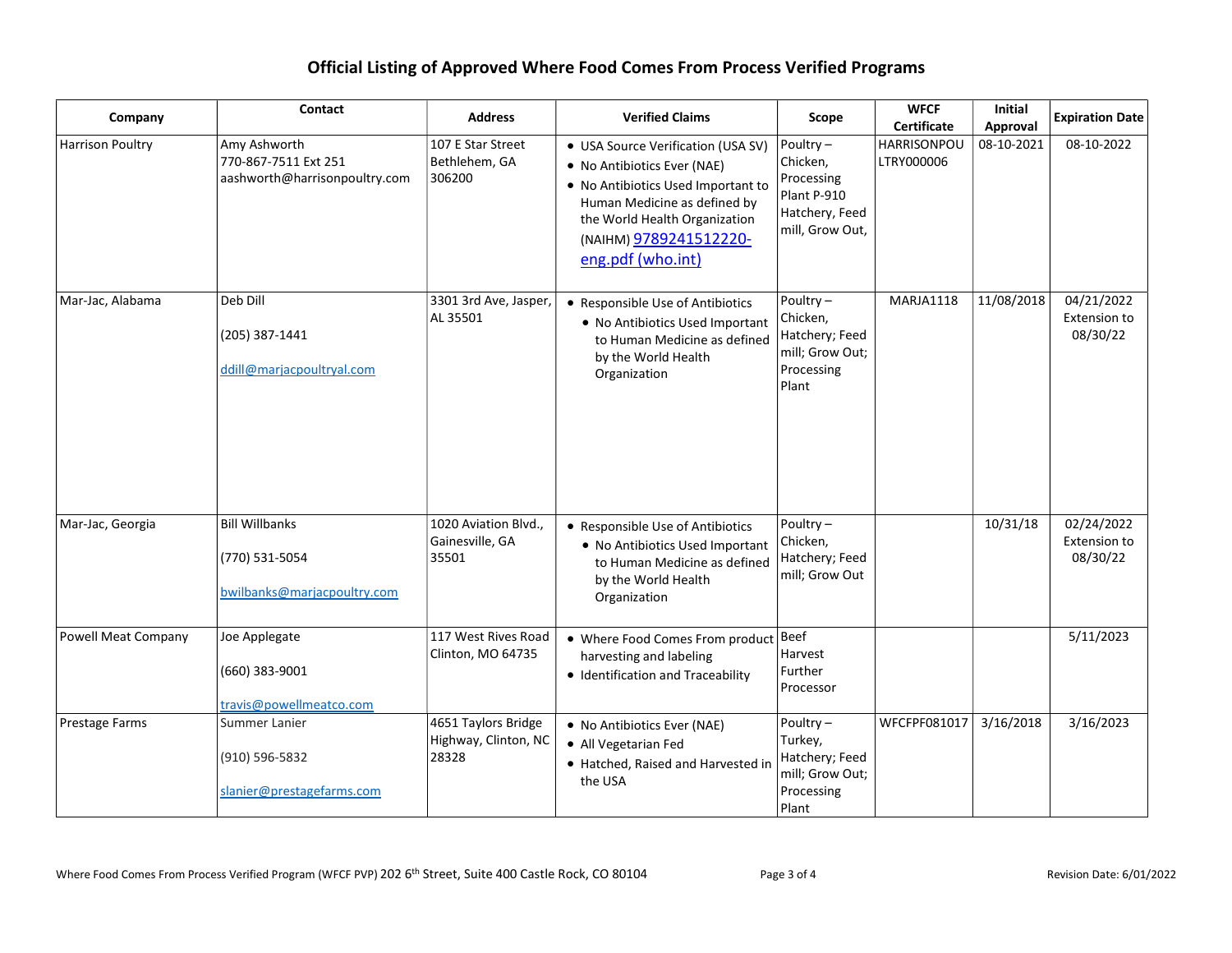# Official Listing of Approved Where Food Comes From Process Verified Programs

| Company | Contact | Address | Verified Claims | Scope | WFCF Certificate | Initial Approval | Expiration Date |
|---|---|---|---|---|---|---|---|
| Harrison Poultry | Amy Ashworth<br>770-867-7511 Ext 251<br>aashworth@harrisonpoultry.com | 107 E Star Street Bethlehem, GA 306200 | • USA Source Verification (USA SV)<br>• No Antibiotics Ever (NAE)<br>• No Antibiotics Used Important to Human Medicine as defined by the World Health Organization (NAIHM) 9789241512220-eng.pdf (who.int) | Poultry – Chicken, Processing Plant P-910 Hatchery, Feed mill, Grow Out, | HARRISONPOULTRY000006 | 08-10-2021 | 08-10-2022 |
| Mar-Jac, Alabama | Deb Dill<br>(205) 387-1441<br>ddill@marjacpoultryal.com | 3301 3rd Ave, Jasper, AL 35501 | • Responsible Use of Antibiotics<br>• No Antibiotics Used Important to Human Medicine as defined by the World Health Organization | Poultry – Chicken, Hatchery; Feed mill; Grow Out; Processing Plant | MARJA1118 | 11/08/2018 | 04/21/2022 Extension to 08/30/22 |
| Mar-Jac, Georgia | Bill Willbanks<br>(770) 531-5054<br>bwilbanks@marjacpoultry.com | 1020 Aviation Blvd., Gainesville, GA 35501 | • Responsible Use of Antibiotics<br>• No Antibiotics Used Important to Human Medicine as defined by the World Health Organization | Poultry – Chicken, Hatchery; Feed mill; Grow Out | | 10/31/18 | 02/24/2022 Extension to 08/30/22 |
| Powell Meat Company | Joe Applegate<br>(660) 383-9001<br>travis@powellmeatco.com | 117 West Rives Road Clinton, MO 64735 | • Where Food Comes From product harvesting and labeling<br>• Identification and Traceability | Beef Harvest Further Processor | | | 5/11/2023 |
| Prestage Farms | Summer Lanier<br>(910) 596-5832<br>slanier@prestagefarms.com | 4651 Taylors Bridge Highway, Clinton, NC 28328 | • No Antibiotics Ever (NAE)<br>• All Vegetarian Fed<br>• Hatched, Raised and Harvested in the USA | Poultry – Turkey, Hatchery; Feed mill; Grow Out; Processing Plant | WFCFPF081017 | 3/16/2018 | 3/16/2023 |

Where Food Comes From Process Verified Program (WFCF PVP) 202 6th Street, Suite 400 Castle Rock, CO 80104

Revision Date: 6/01/2022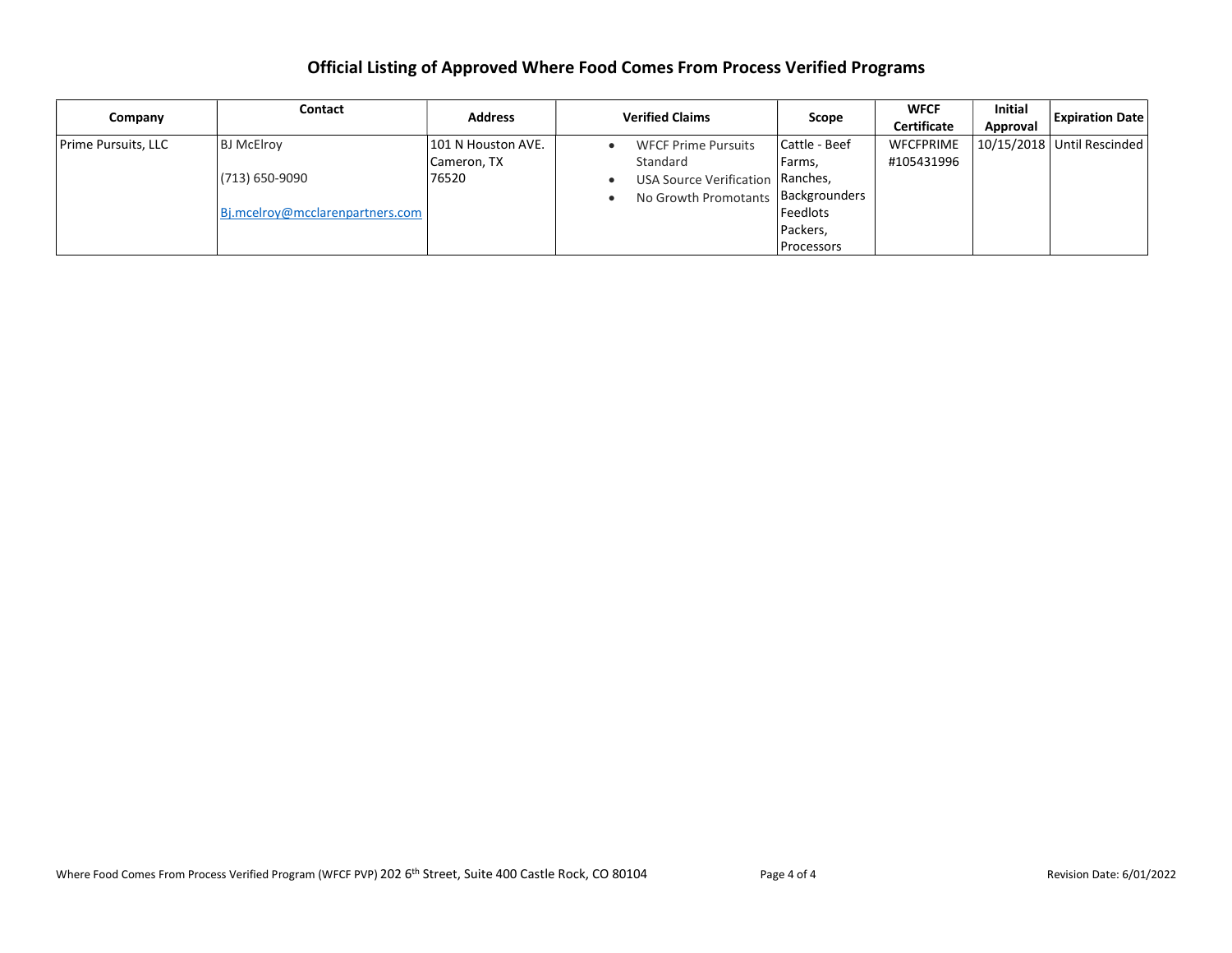# Official Listing of Approved Where Food Comes From Process Verified Programs

| Company | Contact | Address | Verified Claims | Scope | WFCF Certificate | Initial Approval | Expiration Date |
|---|---|---|---|---|---|---|---|
| Prime Pursuits, LLC | BJ McElroy<br><br>(713) 650-9090<br><br>Bj.mcelroy@mcclarenpartners.com | 101 N Houston AVE.<br>Cameron, TX<br>76520 | • WFCF Prime Pursuits Standard<br>• USA Source Verification<br>• No Growth Promotants | Cattle - Beef Farms, Ranches, Backgrounders Feedlots Packers, Processors | WFCFPRIME #105431996 | 10/15/2018 | Until Rescinded |

Where Food Comes From Process Verified Program (WFCF PVP) 202 6th Street, Suite 400 Castle Rock, CO 80104

Revision Date: 6/01/2022